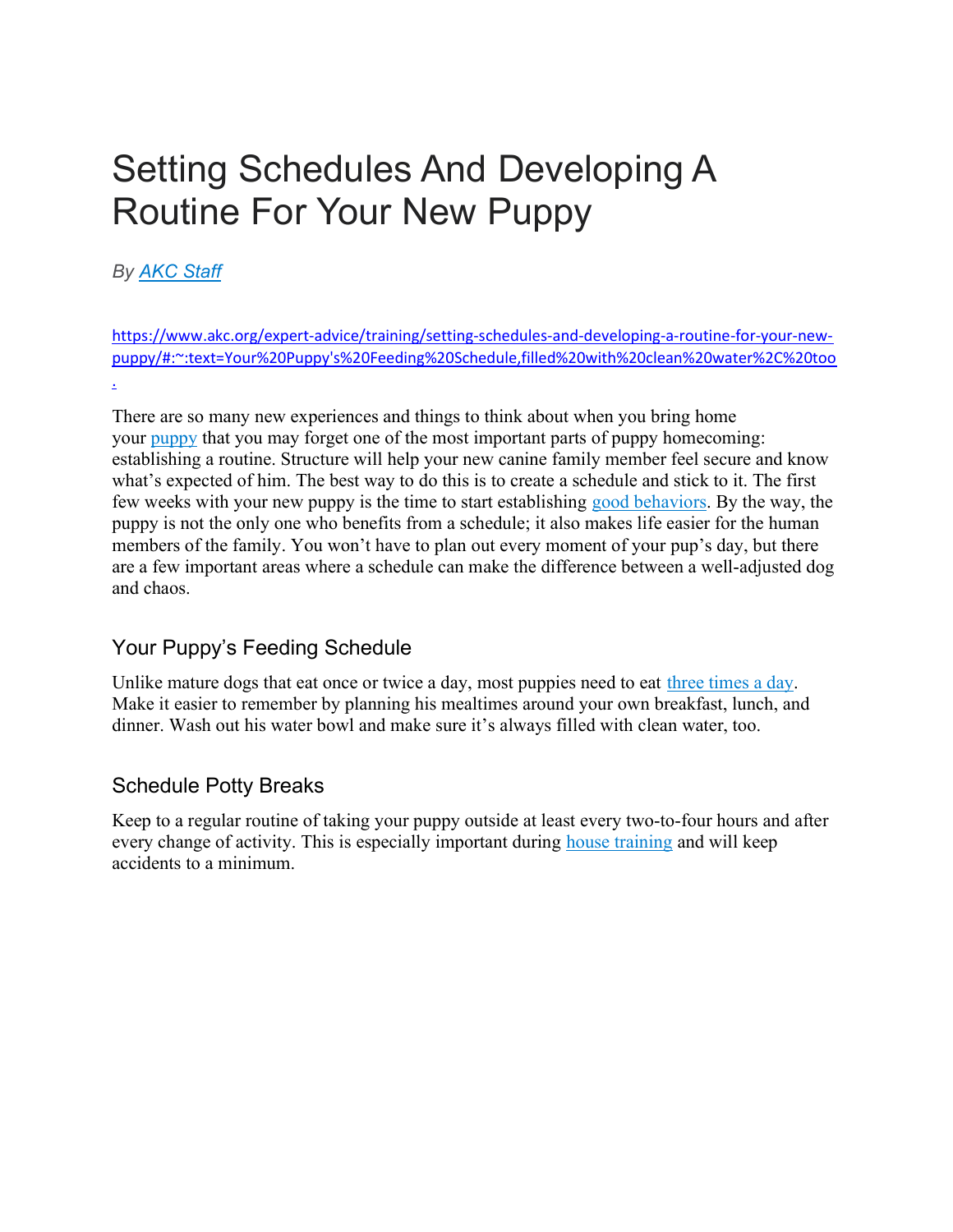# Setting Schedules And Developing A Routine For Your New Puppy

*By [AKC Staff]*

https://www.akc.org/expert-advice/training/setting-schedules-and-developing-a-routine-for-your-new-puppy/#:~:text=Your%20Puppy's%20Feeding%20Schedule,filled%20with%20clean%20water%2C%20too.

There are so many new experiences and things to think about when you bring home your puppy that you may forget one of the most important parts of puppy homecoming: establishing a routine. Structure will help your new canine family member feel secure and know what's expected of him. The best way to do this is to create a schedule and stick to it. The first few weeks with your new puppy is the time to start establishing good behaviors. By the way, the puppy is not the only one who benefits from a schedule; it also makes life easier for the human members of the family. You won't have to plan out every moment of your pup's day, but there are a few important areas where a schedule can make the difference between a well-adjusted dog and chaos.

## Your Puppy's Feeding Schedule

Unlike mature dogs that eat once or twice a day, most puppies need to eat three times a day. Make it easier to remember by planning his mealtimes around your own breakfast, lunch, and dinner. Wash out his water bowl and make sure it's always filled with clean water, too.

## Schedule Potty Breaks

Keep to a regular routine of taking your puppy outside at least every two-to-four hours and after every change of activity. This is especially important during house training and will keep accidents to a minimum.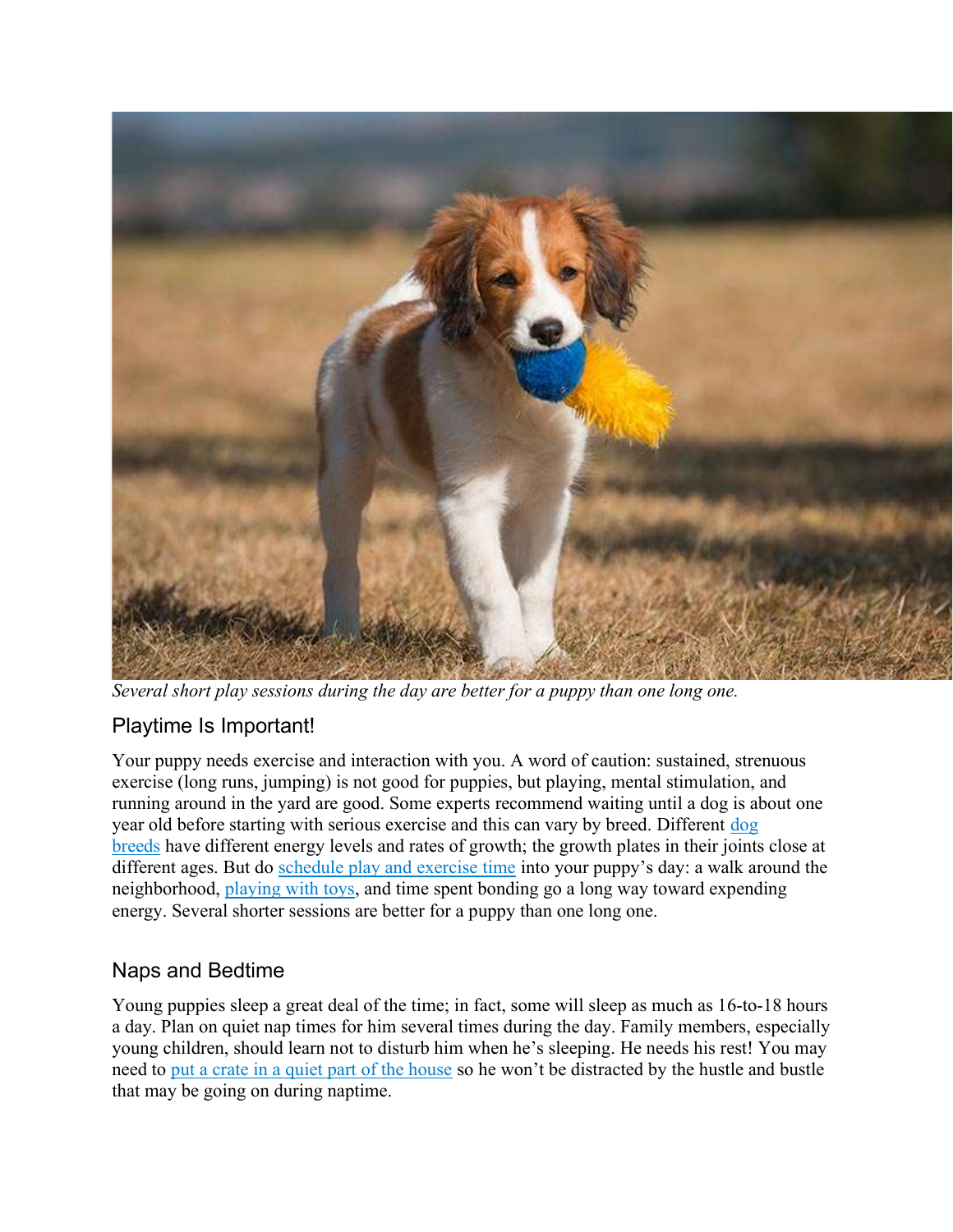*Several short play sessions during the day are better for a puppy than one long one.*

## Playtime Is Important!

Your puppy needs exercise and interaction with you. A word of caution: sustained, strenuous exercise (long runs, jumping) is not good for puppies, but playing, mental stimulation, and running around in the yard are good. Some experts recommend waiting until a dog is about one year old before starting with serious exercise and this can vary by breed. Different dog breeds have different energy levels and rates of growth; the growth plates in their joints close at different ages. But do schedule play and exercise time into your puppy's day: a walk around the neighborhood, playing with toys, and time spent bonding go a long way toward expending energy. Several shorter sessions are better for a puppy than one long one.

## Naps and Bedtime

Young puppies sleep a great deal of the time; in fact, some will sleep as much as 16-to-18 hours a day. Plan on quiet nap times for him several times during the day. Family members, especially young children, should learn not to disturb him when he's sleeping. He needs his rest! You may need to put a crate in a quiet part of the house so he won't be distracted by the hustle and bustle that may be going on during naptime.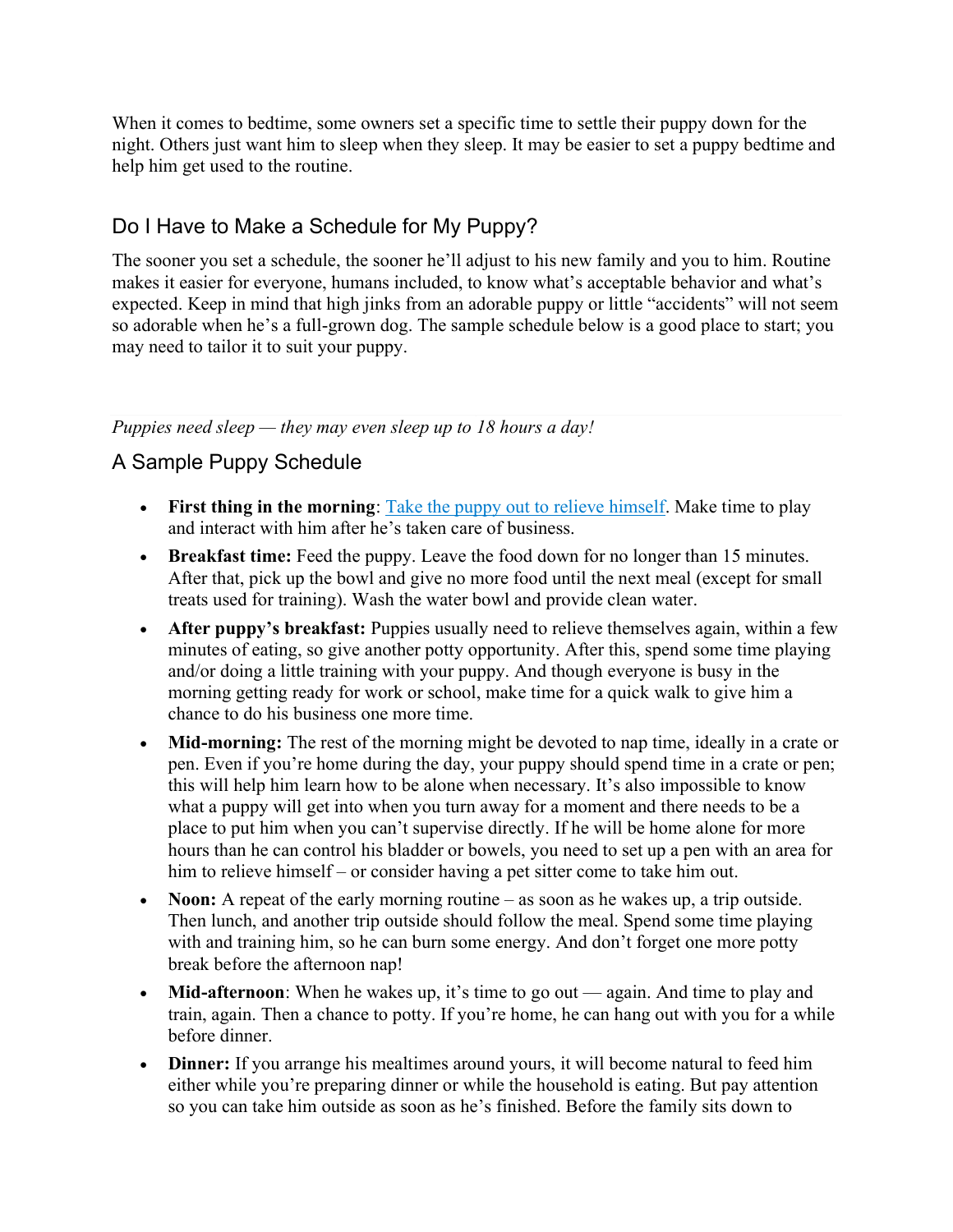When it comes to bedtime, some owners set a specific time to settle their puppy down for the night. Others just want him to sleep when they sleep. It may be easier to set a puppy bedtime and help him get used to the routine.

## Do I Have to Make a Schedule for My Puppy?

The sooner you set a schedule, the sooner he'll adjust to his new family and you to him. Routine makes it easier for everyone, humans included, to know what's acceptable behavior and what's expected. Keep in mind that high jinks from an adorable puppy or little "accidents" will not seem so adorable when he's a full-grown dog. The sample schedule below is a good place to start; you may need to tailor it to suit your puppy.

*Puppies need sleep — they may even sleep up to 18 hours a day!*

## A Sample Puppy Schedule

- **First thing in the morning**: [Take the puppy out to relieve himself](). Make time to play and interact with him after he's taken care of business.
- **Breakfast time:** Feed the puppy. Leave the food down for no longer than 15 minutes. After that, pick up the bowl and give no more food until the next meal (except for small treats used for training). Wash the water bowl and provide clean water.
- **After puppy's breakfast:** Puppies usually need to relieve themselves again, within a few minutes of eating, so give another potty opportunity. After this, spend some time playing and/or doing a little training with your puppy. And though everyone is busy in the morning getting ready for work or school, make time for a quick walk to give him a chance to do his business one more time.
- **Mid-morning:** The rest of the morning might be devoted to nap time, ideally in a crate or pen. Even if you're home during the day, your puppy should spend time in a crate or pen; this will help him learn how to be alone when necessary. It's also impossible to know what a puppy will get into when you turn away for a moment and there needs to be a place to put him when you can't supervise directly. If he will be home alone for more hours than he can control his bladder or bowels, you need to set up a pen with an area for him to relieve himself – or consider having a pet sitter come to take him out.
- **Noon:** A repeat of the early morning routine – as soon as he wakes up, a trip outside. Then lunch, and another trip outside should follow the meal. Spend some time playing with and training him, so he can burn some energy. And don't forget one more potty break before the afternoon nap!
- **Mid-afternoon**: When he wakes up, it's time to go out — again. And time to play and train, again. Then a chance to potty. If you're home, he can hang out with you for a while before dinner.
- **Dinner:** If you arrange his mealtimes around yours, it will become natural to feed him either while you're preparing dinner or while the household is eating. But pay attention so you can take him outside as soon as he's finished. Before the family sits down to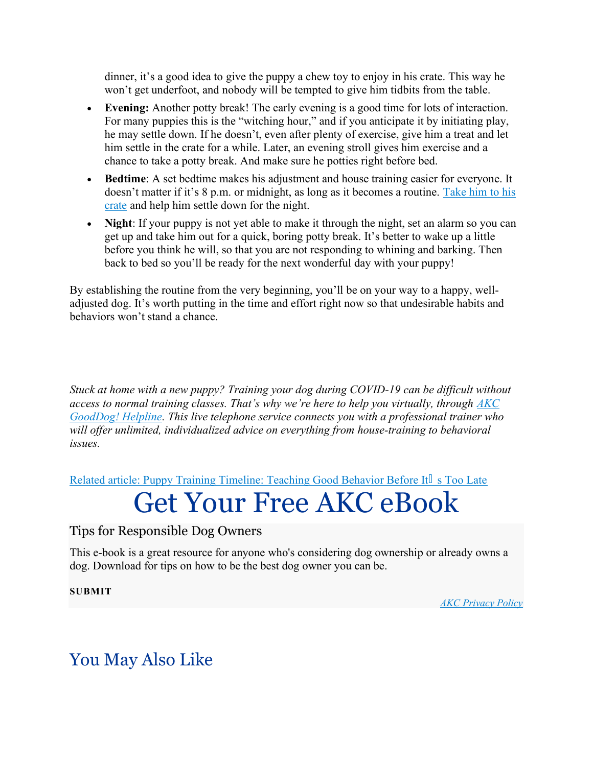dinner, it's a good idea to give the puppy a chew toy to enjoy in his crate. This way he won't get underfoot, and nobody will be tempted to give him tidbits from the table.

- **Evening:** Another potty break! The early evening is a good time for lots of interaction. For many puppies this is the "witching hour," and if you anticipate it by initiating play, he may settle down. If he doesn't, even after plenty of exercise, give him a treat and let him settle in the crate for a while. Later, an evening stroll gives him exercise and a chance to take a potty break. And make sure he potties right before bed.
- **Bedtime**: A set bedtime makes his adjustment and house training easier for everyone. It doesn't matter if it's 8 p.m. or midnight, as long as it becomes a routine. Take him to his crate and help him settle down for the night.
- **Night**: If your puppy is not yet able to make it through the night, set an alarm so you can get up and take him out for a quick, boring potty break. It's better to wake up a little before you think he will, so that you are not responding to whining and barking. Then back to bed so you'll be ready for the next wonderful day with your puppy!

By establishing the routine from the very beginning, you'll be on your way to a happy, well-adjusted dog. It's worth putting in the time and effort right now so that undesirable habits and behaviors won't stand a chance.

*Stuck at home with a new puppy? Training your dog during COVID-19 can be difficult without access to normal training classes. That's why we're here to help you virtually, through AKC GoodDog! Helpline. This live telephone service connects you with a professional trainer who will offer unlimited, individualized advice on everything from house-training to behavioral issues.*

Related article: Puppy Training Timeline: Teaching Good Behavior Before It's Too Late

# Get Your Free AKC eBook

## Tips for Responsible Dog Owners

This e-book is a great resource for anyone who's considering dog ownership or already owns a dog. Download for tips on how to be the best dog owner you can be.

**SUBMIT**

*AKC Privacy Policy*

## You May Also Like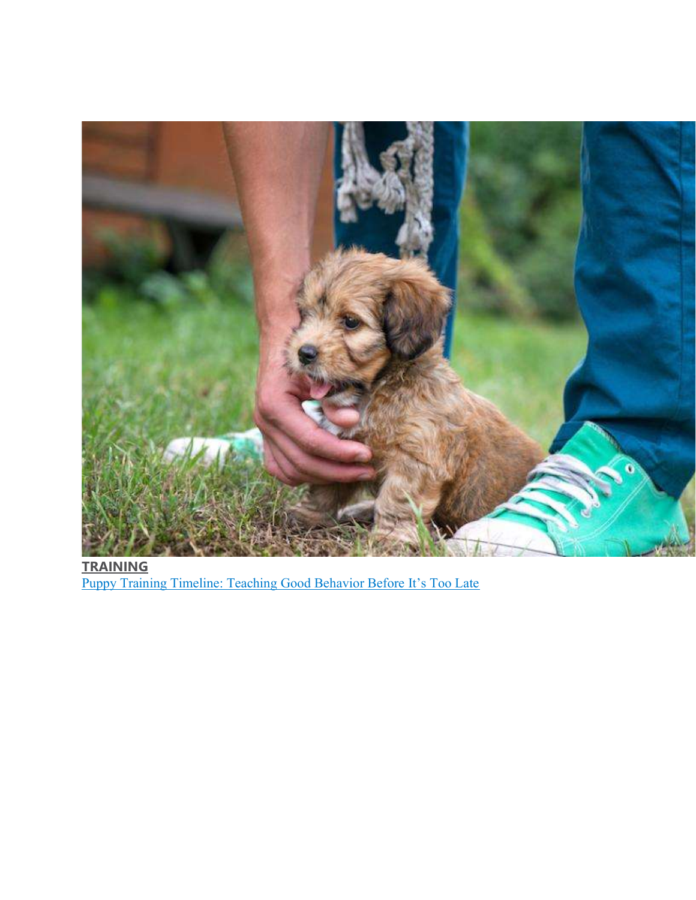**TRAINING**

[Puppy Training Timeline: Teaching Good Behavior Before It's Too Late]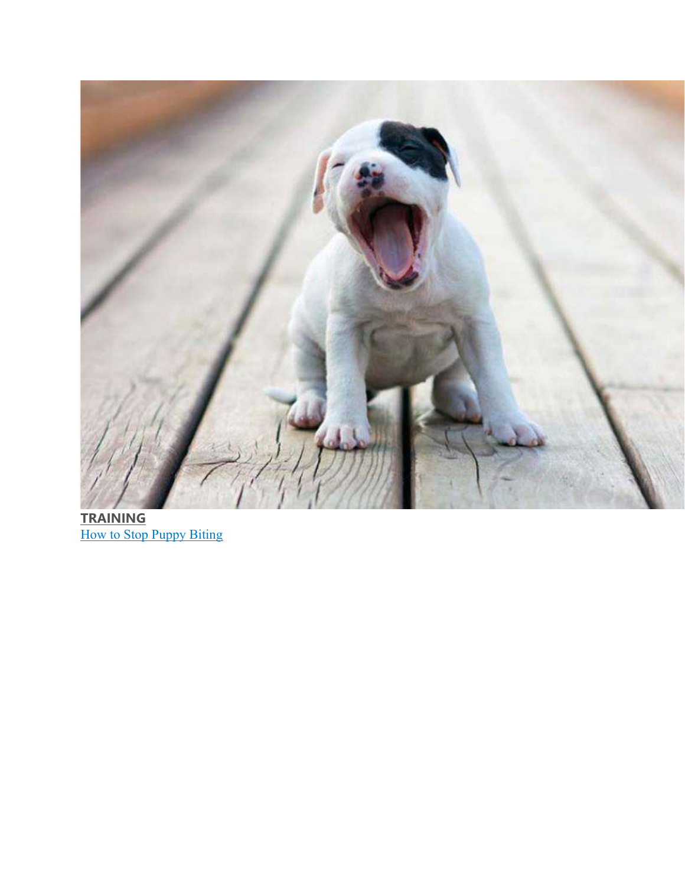**TRAINING**
[How to Stop Puppy Biting]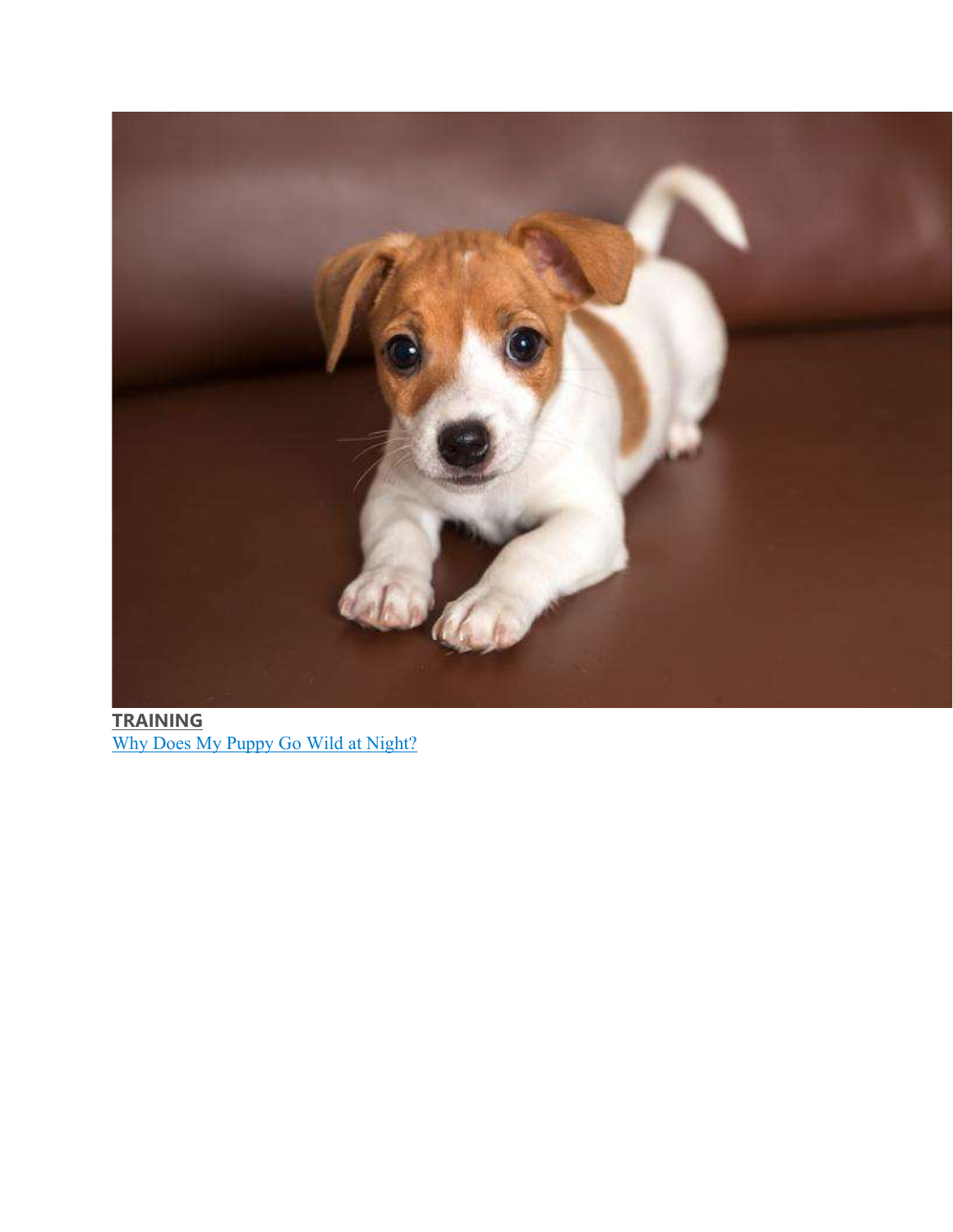**TRAINING**

[Why Does My Puppy Go Wild at Night?]